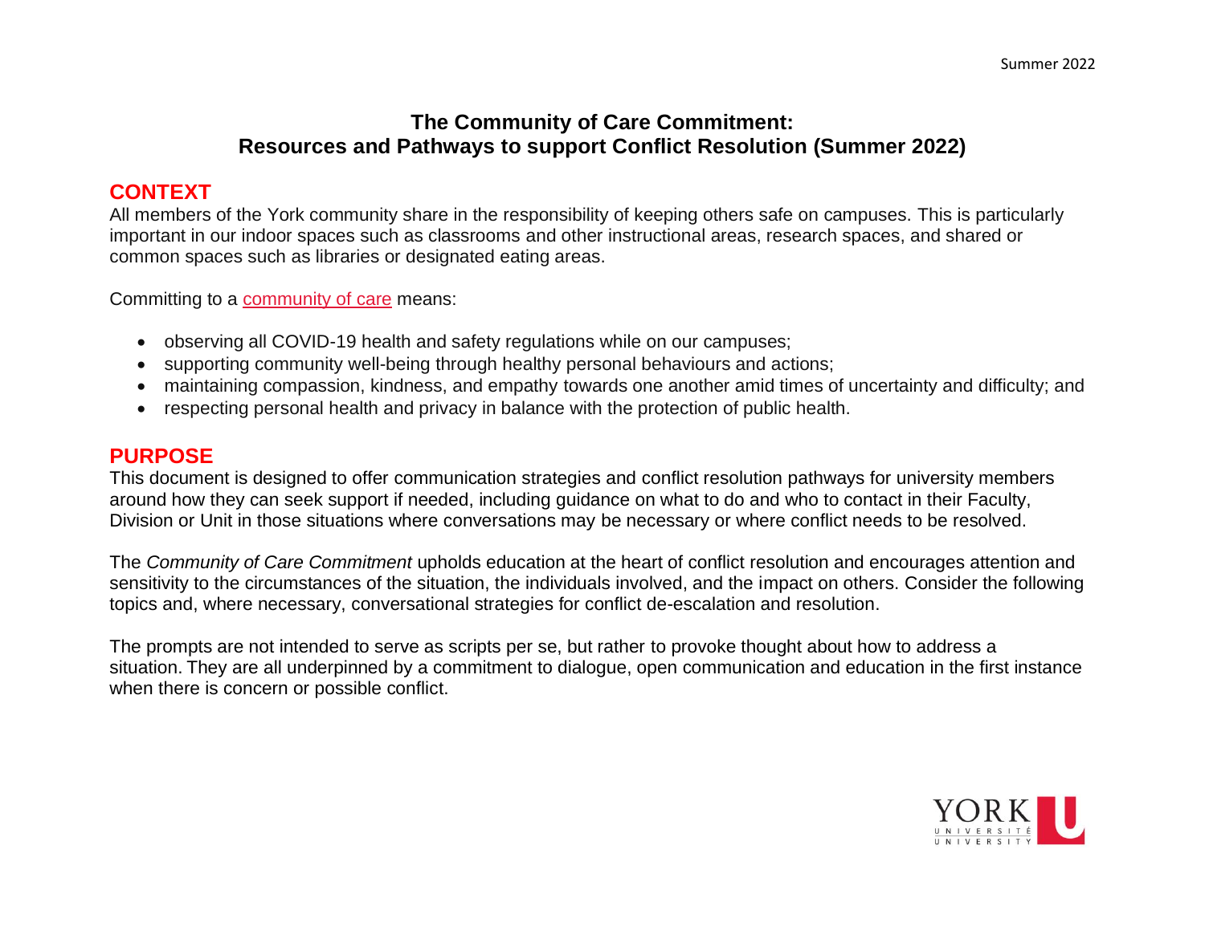# The Community of Care Commitment: Resources and Pathways to support Conflict Resolution (Summer 2022)

## CONTEXT

All members of the York community share in the responsibility of keeping others safe on campuses. This is particularly important in our indoor spaces such as classrooms and other instructional areas, research spaces, and shared or common spaces such as libraries or designated eating areas.

Committing to a community of care means:

- observing all COVID-19 health and safety regulations while on our campuses;
- supporting community well-being through healthy personal behaviours and actions;
- maintaining compassion, kindness, and empathy towards one another amid times of uncertainty and difficulty; and
- respecting personal health and privacy in balance with the protection of public health.

## PURPOSE

This document is designed to offer communication strategies and conflict resolution pathways for university members around how they can seek support if needed, including guidance on what to do and who to contact in their Faculty, Division or Unit in those situations where conversations may be necessary or where conflict needs to be resolved.

The *Community of Care Commitment* upholds education at the heart of conflict resolution and encourages attention and sensitivity to the circumstances of the situation, the individuals involved, and the impact on others. Consider the following topics and, where necessary, conversational strategies for conflict de-escalation and resolution.

The prompts are not intended to serve as scripts per se, but rather to provoke thought about how to address a situation. They are all underpinned by a commitment to dialogue, open communication and education in the first instance when there is concern or possible conflict.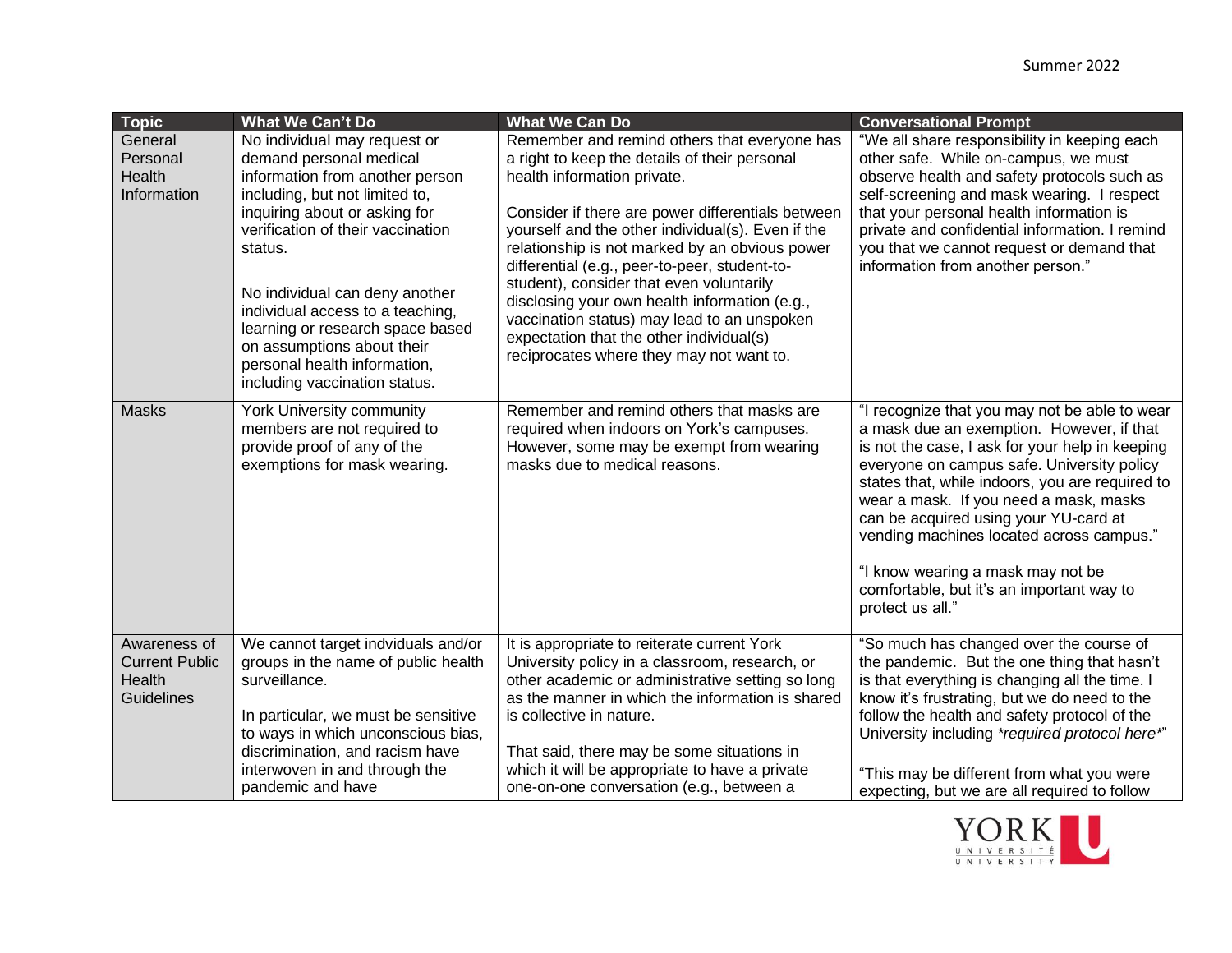| Topic | What We Can't Do | What We Can Do | Conversational Prompt |
|---|---|---|---|
| General Personal Health Information | No individual may request or demand personal medical information from another person including, but not limited to, inquiring about or asking for verification of their vaccination status.<br><br>No individual can deny another individual access to a teaching, learning or research space based on assumptions about their personal health information, including vaccination status. | Remember and remind others that everyone has a right to keep the details of their personal health information private.<br><br>Consider if there are power differentials between yourself and the other individual(s). Even if the relationship is not marked by an obvious power differential (e.g., peer-to-peer, student-to-student), consider that even voluntarily disclosing your own health information (e.g., vaccination status) may lead to an unspoken expectation that the other individual(s) reciprocates where they may not want to. | "We all share responsibility in keeping each other safe. While on-campus, we must observe health and safety protocols such as self-screening and mask wearing. I respect that your personal health information is private and confidential information. I remind you that we cannot request or demand that information from another person." |
| Masks | York University community members are not required to provide proof of any of the exemptions for mask wearing. | Remember and remind others that masks are required when indoors on York's campuses. However, some may be exempt from wearing masks due to medical reasons. | "I recognize that you may not be able to wear a mask due an exemption. However, if that is not the case, I ask for your help in keeping everyone on campus safe. University policy states that, while indoors, you are required to wear a mask. If you need a mask, masks can be acquired using your YU-card at vending machines located across campus."<br><br>"I know wearing a mask may not be comfortable, but it's an important way to protect us all." |
| Awareness of Current Public Health Guidelines | We cannot target individuals and/or groups in the name of public health surveillance.<br><br>In particular, we must be sensitive to ways in which unconscious bias, discrimination, and racism have interwoven in and through the pandemic and have | It is appropriate to reiterate current York University policy in a classroom, research, or other academic or administrative setting so long as the manner in which the information is shared is collective in nature.<br><br>That said, there may be some situations in which it will be appropriate to have a private one-on-one conversation (e.g., between a | "So much has changed over the course of the pandemic. But the one thing that hasn't is that everything is changing all the time. I know it's frustrating, but we do need to the follow the health and safety protocol of the University including *required protocol here*"<br><br>"This may be different from what you were expecting, but we are all required to follow |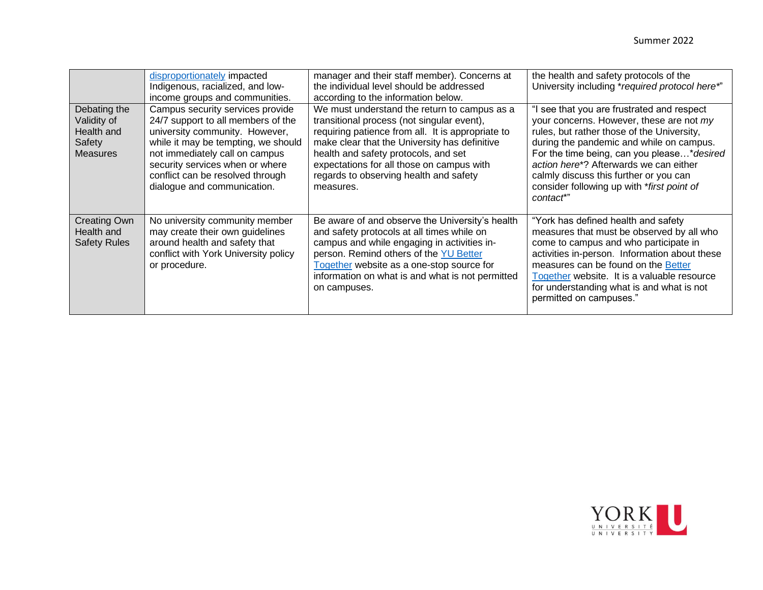| | | | |
|---|---|---|---|
| | [disproportionately](#) impacted Indigenous, racialized, and low-income groups and communities. | manager and their staff member). Concerns at the individual level should be addressed according to the information below. | the health and safety protocols of the University including **required protocol here**" |
| Debating the Validity of Health and Safety Measures | Campus security services provide 24/7 support to all members of the university community. However, while it may be tempting, we should not immediately call on campus security services when or where conflict can be resolved through dialogue and communication. | We must understand the return to campus as a transitional process (not singular event), requiring patience from all. It is appropriate to make clear that the University has definitive health and safety protocols, and set expectations for all those on campus with regards to observing health and safety measures. | "I see that you are frustrated and respect your concerns. However, these are not *my* rules, but rather those of the University, during the pandemic and while on campus. For the time being, can you please…**desired action here**? Afterwards we can either calmly discuss this further or you can consider following up with **first point of contact**" |
| Creating Own Health and Safety Rules | No university community member may create their own guidelines around health and safety that conflict with York University policy or procedure. | Be aware of and observe the University's health and safety protocols at all times while on campus and while engaging in activities in-person. Remind others of the [YU Better Together](#) website as a one-stop source for information on what is and what is not permitted on campuses. | "York has defined health and safety measures that must be observed by all who come to campus and who participate in activities in-person. Information about these measures can be found on the [Better Together](#) website. It is a valuable resource for understanding what is and what is not permitted on campuses." |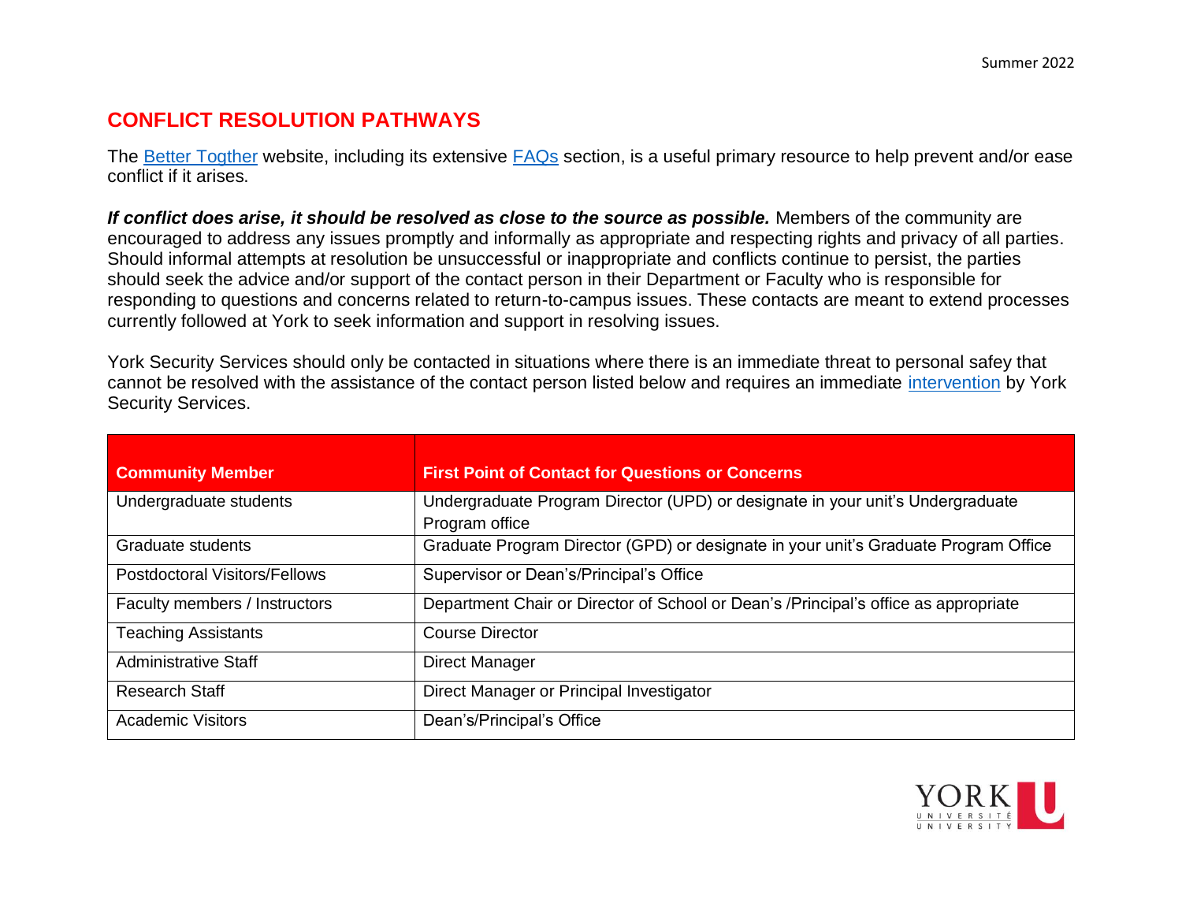## CONFLICT RESOLUTION PATHWAYS

The Better Togther website, including its extensive FAQs section, is a useful primary resource to help prevent and/or ease conflict if it arises.

***If conflict does arise, it should be resolved as close to the source as possible.*** Members of the community are encouraged to address any issues promptly and informally as appropriate and respecting rights and privacy of all parties. Should informal attempts at resolution be unsuccessful or inappropriate and conflicts continue to persist, the parties should seek the advice and/or support of the contact person in their Department or Faculty who is responsible for responding to questions and concerns related to return-to-campus issues. These contacts are meant to extend processes currently followed at York to seek information and support in resolving issues.

York Security Services should only be contacted in situations where there is an immediate threat to personal safey that cannot be resolved with the assistance of the contact person listed below and requires an immediate intervention by York Security Services.

| Community Member | First Point of Contact for Questions or Concerns |
|---|---|
| Undergraduate students | Undergraduate Program Director (UPD) or designate in your unit's Undergraduate Program office |
| Graduate students | Graduate Program Director (GPD) or designate in your unit's Graduate Program Office |
| Postdoctoral Visitors/Fellows | Supervisor or Dean's/Principal's Office |
| Faculty members / Instructors | Department Chair or Director of School or Dean's /Principal's office as appropriate |
| Teaching Assistants | Course Director |
| Administrative Staff | Direct Manager |
| Research Staff | Direct Manager or Principal Investigator |
| Academic Visitors | Dean's/Principal's Office |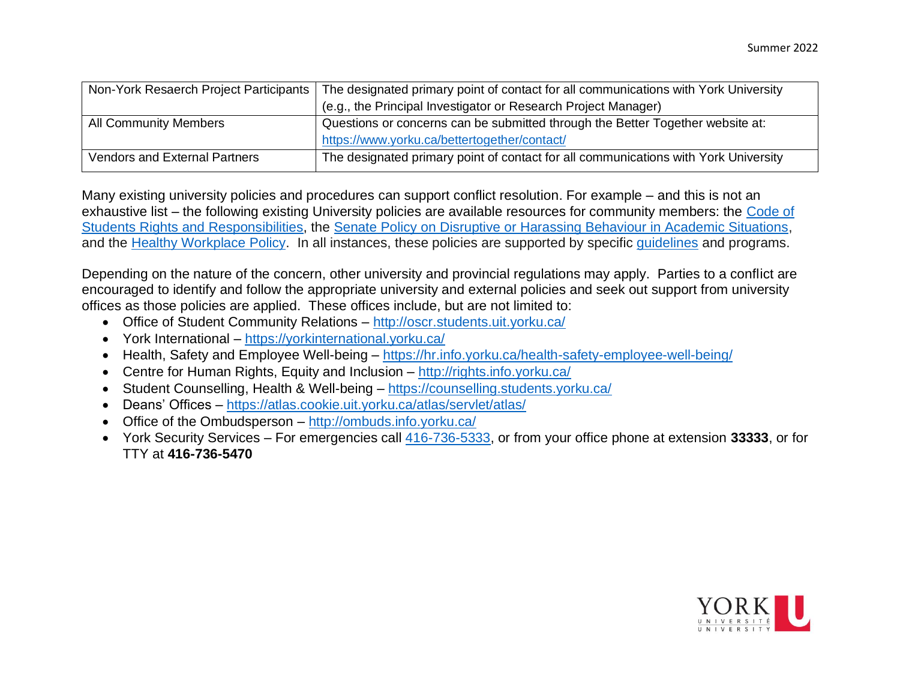| Non-York Resaerch Project Participants | The designated primary point of contact for all communications with York University (e.g., the Principal Investigator or Research Project Manager) |
| --- | --- |
| All Community Members | Questions or concerns can be submitted through the Better Together website at: [https://www.yorku.ca/bettertogether/contact/](https://www.yorku.ca/bettertogether/contact/) |
| Vendors and External Partners | The designated primary point of contact for all communications with York University |

Many existing university policies and procedures can support conflict resolution. For example – and this is not an exhaustive list – the following existing University policies are available resources for community members: the Code of Students Rights and Responsibilities, the Senate Policy on Disruptive or Harassing Behaviour in Academic Situations, and the Healthy Workplace Policy. In all instances, these policies are supported by specific guidelines and programs.

Depending on the nature of the concern, other university and provincial regulations may apply. Parties to a conflict are encouraged to identify and follow the appropriate university and external policies and seek out support from university offices as those policies are applied. These offices include, but are not limited to:

- Office of Student Community Relations – http://oscr.students.uit.yorku.ca/
- York International – https://yorkinternational.yorku.ca/
- Health, Safety and Employee Well-being – https://hr.info.yorku.ca/health-safety-employee-well-being/
- Centre for Human Rights, Equity and Inclusion – http://rights.info.yorku.ca/
- Student Counselling, Health & Well-being – https://counselling.students.yorku.ca/
- Deans' Offices – https://atlas.cookie.uit.yorku.ca/atlas/servlet/atlas/
- Office of the Ombudsperson – http://ombuds.info.yorku.ca/
- York Security Services – For emergencies call 416-736-5333, or from your office phone at extension **33333**, or for TTY at **416-736-5470**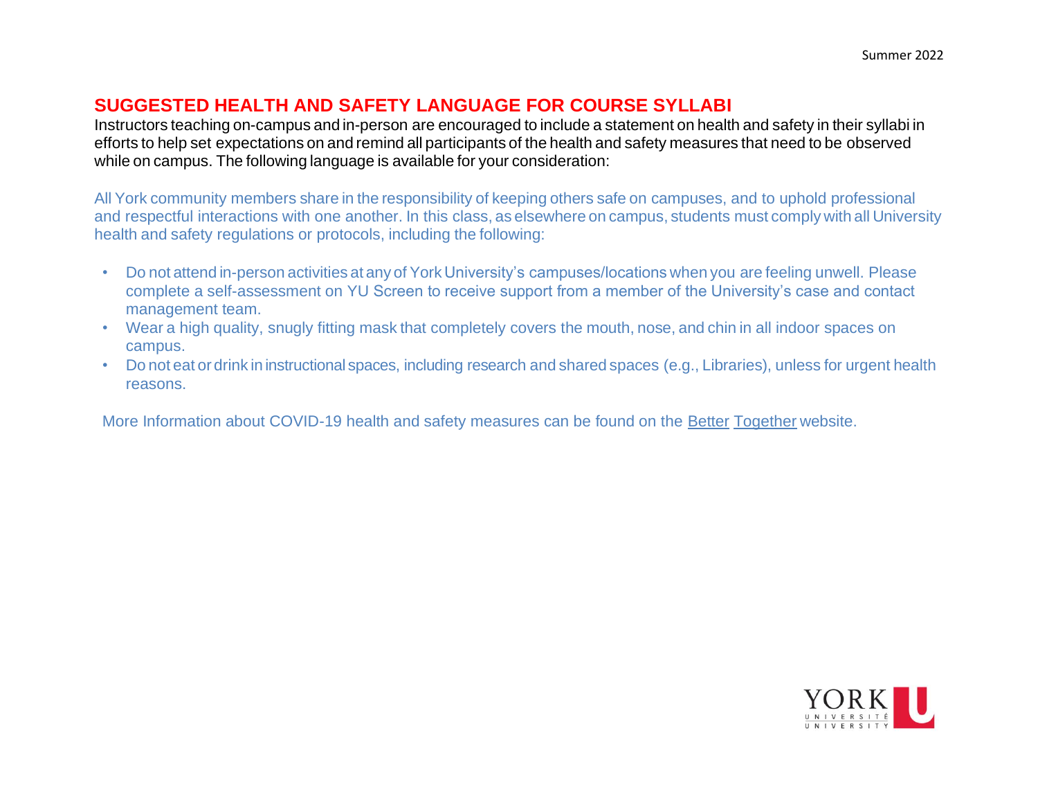# SUGGESTED HEALTH AND SAFETY LANGUAGE FOR COURSE SYLLABI

Instructors teaching on-campus and in-person are encouraged to include a statement on health and safety in their syllabi in efforts to help set expectations on and remind all participants of the health and safety measures that need to be observed while on campus. The following language is available for your consideration:

All York community members share in the responsibility of keeping others safe on campuses, and to uphold professional and respectful interactions with one another. In this class, as elsewhere on campus, students must comply with all University health and safety regulations or protocols, including the following:

- Do not attend in-person activities at any of York University's campuses/locations when you are feeling unwell. Please complete a self-assessment on YU Screen to receive support from a member of the University's case and contact management team.
- Wear a high quality, snugly fitting mask that completely covers the mouth, nose, and chin in all indoor spaces on campus.
- Do not eat or drink in instructional spaces, including research and shared spaces (e.g., Libraries), unless for urgent health reasons.

More Information about COVID-19 health and safety measures can be found on the Better Together website.